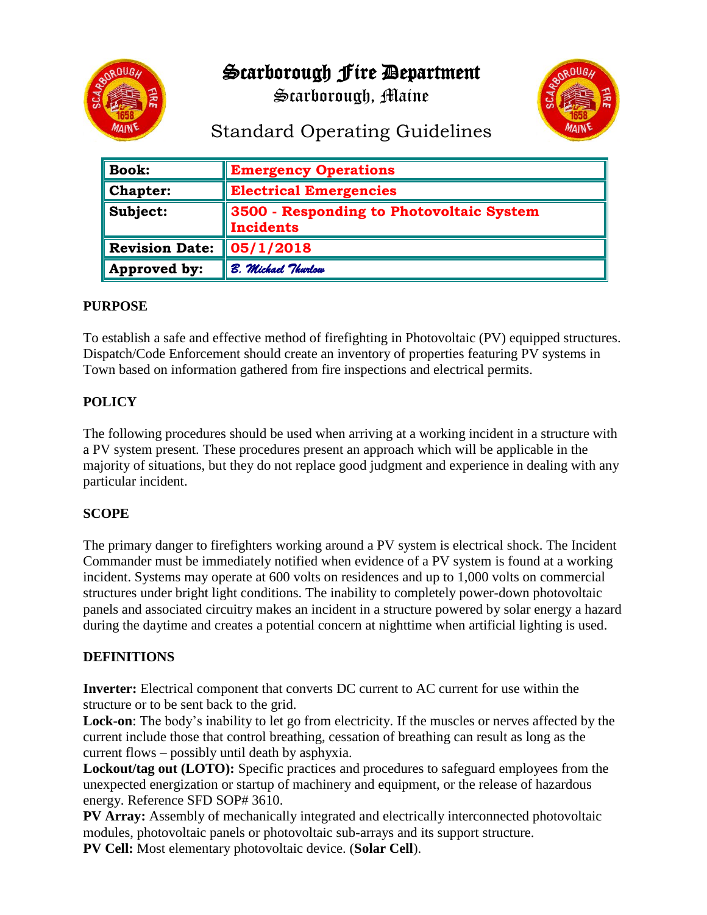# Scarborough Fire Department

## Scarborough, Maine

## Standard Operating Guidelines

| **Book:** | **Emergency Operations** |
|---|---|
| **Chapter:** | **Electrical Emergencies** |
| **Subject:** | **3500 - Responding to Photovoltaic System Incidents** |
| **Revision Date:** | **05/1/2018** |
| **Approved by:** | *B. Michael Thurlow* |

**PURPOSE**

To establish a safe and effective method of firefighting in Photovoltaic (PV) equipped structures. Dispatch/Code Enforcement should create an inventory of properties featuring PV systems in Town based on information gathered from fire inspections and electrical permits.

**POLICY**

The following procedures should be used when arriving at a working incident in a structure with a PV system present. These procedures present an approach which will be applicable in the majority of situations, but they do not replace good judgment and experience in dealing with any particular incident.

**SCOPE**

The primary danger to firefighters working around a PV system is electrical shock. The Incident Commander must be immediately notified when evidence of a PV system is found at a working incident. Systems may operate at 600 volts on residences and up to 1,000 volts on commercial structures under bright light conditions. The inability to completely power-down photovoltaic panels and associated circuitry makes an incident in a structure powered by solar energy a hazard during the daytime and creates a potential concern at nighttime when artificial lighting is used.

**DEFINITIONS**

**Inverter:** Electrical component that converts DC current to AC current for use within the structure or to be sent back to the grid.

**Lock-on**: The body's inability to let go from electricity. If the muscles or nerves affected by the current include those that control breathing, cessation of breathing can result as long as the current flows – possibly until death by asphyxia.

**Lockout/tag out (LOTO):** Specific practices and procedures to safeguard employees from the unexpected energization or startup of machinery and equipment, or the release of hazardous energy. Reference SFD SOP# 3610.

**PV Array:** Assembly of mechanically integrated and electrically interconnected photovoltaic modules, photovoltaic panels or photovoltaic sub-arrays and its support structure.

**PV Cell:** Most elementary photovoltaic device. (**Solar Cell**).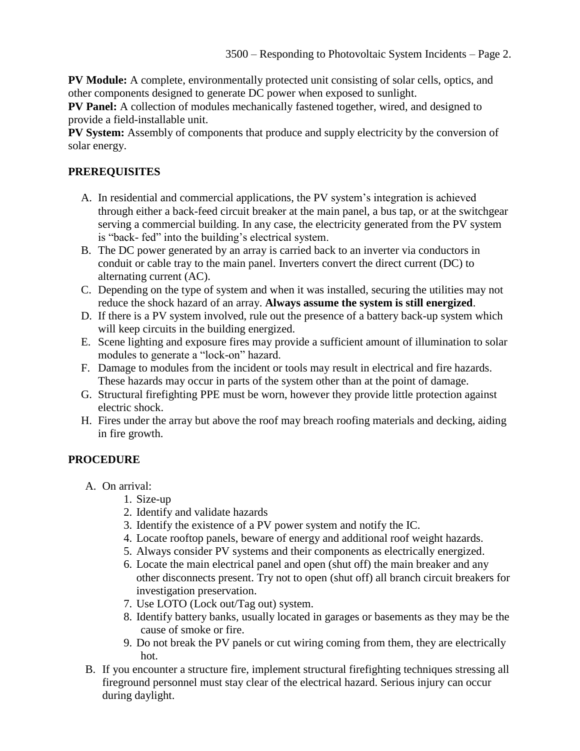**PV Module:** A complete, environmentally protected unit consisting of solar cells, optics, and other components designed to generate DC power when exposed to sunlight.
**PV Panel:** A collection of modules mechanically fastened together, wired, and designed to provide a field-installable unit.
**PV System:** Assembly of components that produce and supply electricity by the conversion of solar energy.

## PREREQUISITES

A. In residential and commercial applications, the PV system's integration is achieved through either a back-feed circuit breaker at the main panel, a bus tap, or at the switchgear serving a commercial building. In any case, the electricity generated from the PV system is "back- fed" into the building's electrical system.
B. The DC power generated by an array is carried back to an inverter via conductors in conduit or cable tray to the main panel. Inverters convert the direct current (DC) to alternating current (AC).
C. Depending on the type of system and when it was installed, securing the utilities may not reduce the shock hazard of an array. **Always assume the system is still energized**.
D. If there is a PV system involved, rule out the presence of a battery back-up system which will keep circuits in the building energized.
E. Scene lighting and exposure fires may provide a sufficient amount of illumination to solar modules to generate a "lock-on" hazard.
F. Damage to modules from the incident or tools may result in electrical and fire hazards. These hazards may occur in parts of the system other than at the point of damage.
G. Structural firefighting PPE must be worn, however they provide little protection against electric shock.
H. Fires under the array but above the roof may breach roofing materials and decking, aiding in fire growth.

## PROCEDURE

A. On arrival:
   1. Size-up
   2. Identify and validate hazards
   3. Identify the existence of a PV power system and notify the IC.
   4. Locate rooftop panels, beware of energy and additional roof weight hazards.
   5. Always consider PV systems and their components as electrically energized.
   6. Locate the main electrical panel and open (shut off) the main breaker and any other disconnects present. Try not to open (shut off) all branch circuit breakers for investigation preservation.
   7. Use LOTO (Lock out/Tag out) system.
   8. Identify battery banks, usually located in garages or basements as they may be the cause of smoke or fire.
   9. Do not break the PV panels or cut wiring coming from them, they are electrically hot.

B. If you encounter a structure fire, implement structural firefighting techniques stressing all fireground personnel must stay clear of the electrical hazard. Serious injury can occur during daylight.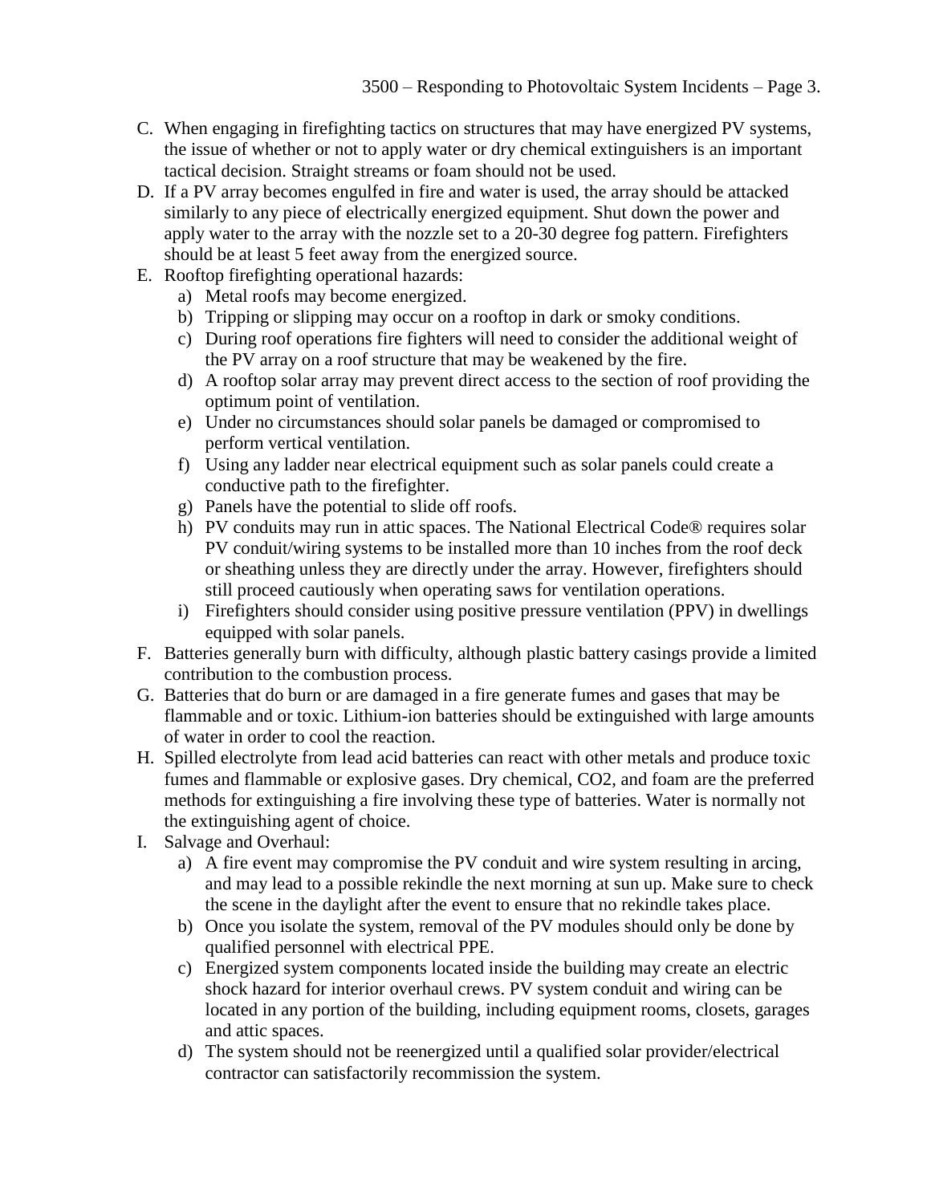C. When engaging in firefighting tactics on structures that may have energized PV systems, the issue of whether or not to apply water or dry chemical extinguishers is an important tactical decision. Straight streams or foam should not be used.

D. If a PV array becomes engulfed in fire and water is used, the array should be attacked similarly to any piece of electrically energized equipment. Shut down the power and apply water to the array with the nozzle set to a 20-30 degree fog pattern. Firefighters should be at least 5 feet away from the energized source.

E. Rooftop firefighting operational hazards:
   a) Metal roofs may become energized.
   b) Tripping or slipping may occur on a rooftop in dark or smoky conditions.
   c) During roof operations fire fighters will need to consider the additional weight of the PV array on a roof structure that may be weakened by the fire.
   d) A rooftop solar array may prevent direct access to the section of roof providing the optimum point of ventilation.
   e) Under no circumstances should solar panels be damaged or compromised to perform vertical ventilation.
   f) Using any ladder near electrical equipment such as solar panels could create a conductive path to the firefighter.
   g) Panels have the potential to slide off roofs.
   h) PV conduits may run in attic spaces. The National Electrical Code® requires solar PV conduit/wiring systems to be installed more than 10 inches from the roof deck or sheathing unless they are directly under the array. However, firefighters should still proceed cautiously when operating saws for ventilation operations.
   i) Firefighters should consider using positive pressure ventilation (PPV) in dwellings equipped with solar panels.

F. Batteries generally burn with difficulty, although plastic battery casings provide a limited contribution to the combustion process.

G. Batteries that do burn or are damaged in a fire generate fumes and gases that may be flammable and or toxic. Lithium-ion batteries should be extinguished with large amounts of water in order to cool the reaction.

H. Spilled electrolyte from lead acid batteries can react with other metals and produce toxic fumes and flammable or explosive gases. Dry chemical, $CO_2$, and foam are the preferred methods for extinguishing a fire involving these type of batteries. Water is normally not the extinguishing agent of choice.

I. Salvage and Overhaul:
   a) A fire event may compromise the PV conduit and wire system resulting in arcing, and may lead to a possible rekindle the next morning at sun up. Make sure to check the scene in the daylight after the event to ensure that no rekindle takes place.
   b) Once you isolate the system, removal of the PV modules should only be done by qualified personnel with electrical PPE.
   c) Energized system components located inside the building may create an electric shock hazard for interior overhaul crews. PV system conduit and wiring can be located in any portion of the building, including equipment rooms, closets, garages and attic spaces.
   d) The system should not be reenergized until a qualified solar provider/electrical contractor can satisfactorily recommission the system.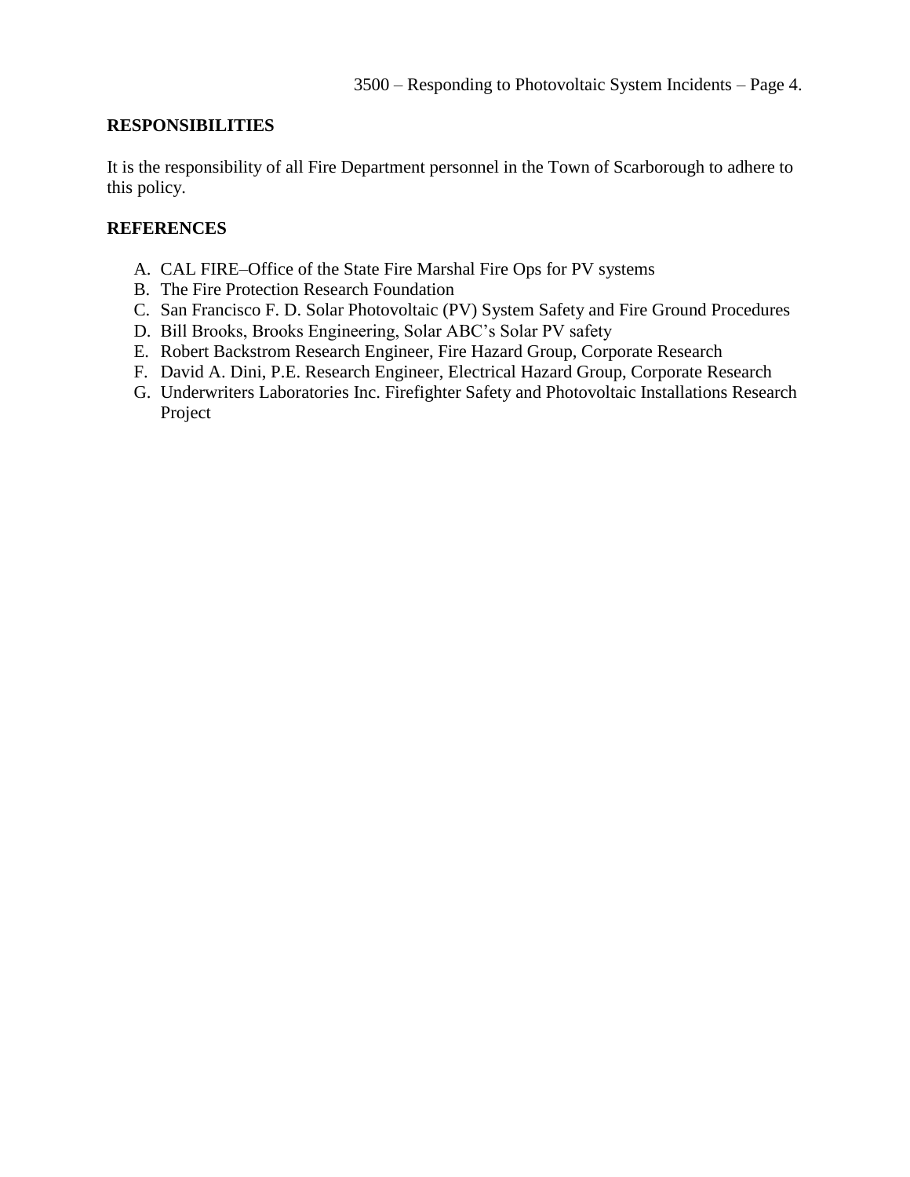## RESPONSIBILITIES

It is the responsibility of all Fire Department personnel in the Town of Scarborough to adhere to this policy.

## REFERENCES

A. CAL FIRE–Office of the State Fire Marshal Fire Ops for PV systems
B. The Fire Protection Research Foundation
C. San Francisco F. D. Solar Photovoltaic (PV) System Safety and Fire Ground Procedures
D. Bill Brooks, Brooks Engineering, Solar ABC's Solar PV safety
E. Robert Backstrom Research Engineer, Fire Hazard Group, Corporate Research
F. David A. Dini, P.E. Research Engineer, Electrical Hazard Group, Corporate Research
G. Underwriters Laboratories Inc. Firefighter Safety and Photovoltaic Installations Research Project